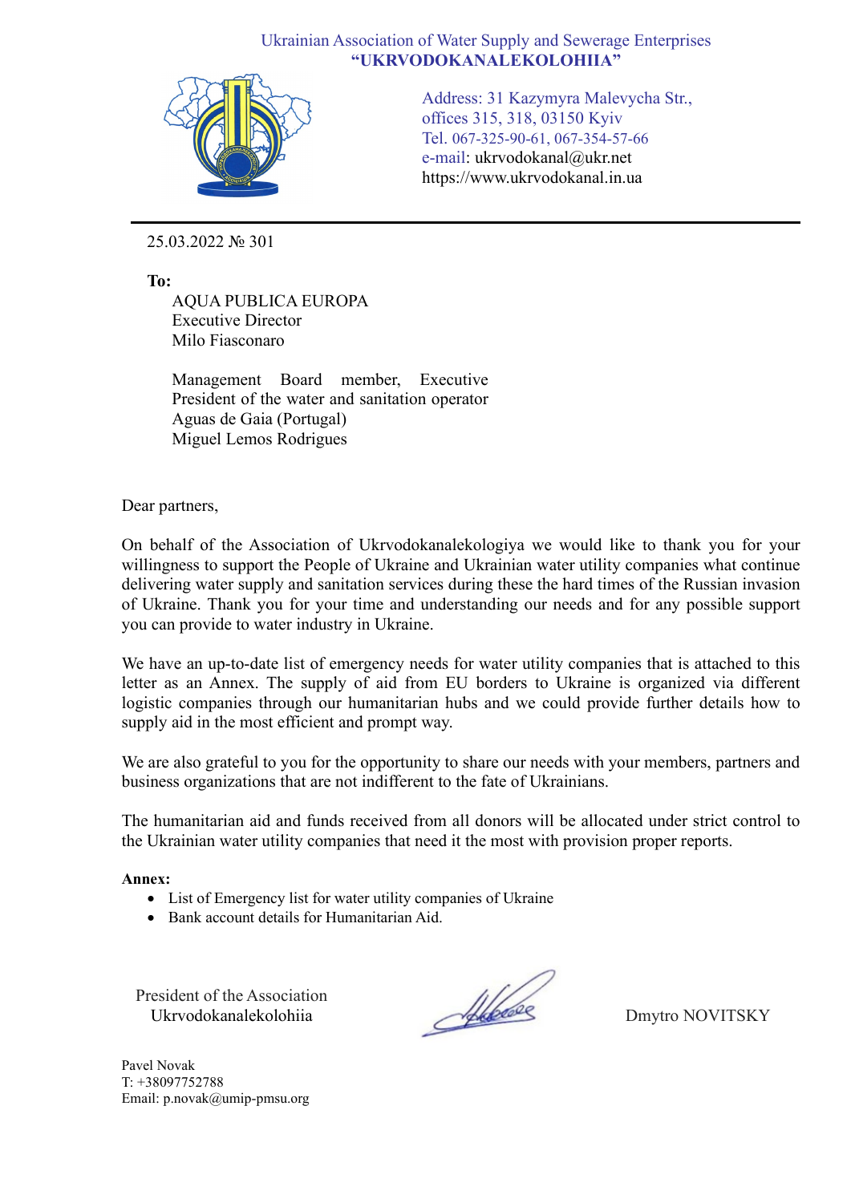Ukrainian Association of Water Supply and Sewerage Enterprises
**"UKRVODOKANALEKOLOHIIA"**

Address: 31 Kazymyra Malevycha Str., offices 315, 318, 03150 Kyiv
Tel. 067-325-90-61, 067-354-57-66
e-mail: ukrvodokanal@ukr.net
https://www.ukrvodokanal.in.ua

---

25.03.2022 № 301

**To:**

AQUA PUBLICA EUROPA
Executive Director
Milo Fiasconaro

Management Board member, Executive President of the water and sanitation operator Aguas de Gaia (Portugal)
Miguel Lemos Rodrigues

Dear partners,

On behalf of the Association of Ukrvodokanalekologiya we would like to thank you for your willingness to support the People of Ukraine and Ukrainian water utility companies what continue delivering water supply and sanitation services during these the hard times of the Russian invasion of Ukraine. Thank you for your time and understanding our needs and for any possible support you can provide to water industry in Ukraine.

We have an up-to-date list of emergency needs for water utility companies that is attached to this letter as an Annex. The supply of aid from EU borders to Ukraine is organized via different logistic companies through our humanitarian hubs and we could provide further details how to supply aid in the most efficient and prompt way.

We are also grateful to you for the opportunity to share our needs with your members, partners and business organizations that are not indifferent to the fate of Ukrainians.

The humanitarian aid and funds received from all donors will be allocated under strict control to the Ukrainian water utility companies that need it the most with provision proper reports.

**Annex:**

- List of Emergency list for water utility companies of Ukraine
- Bank account details for Humanitarian Aid.

President of the Association
Ukrvodokanalekolohiia

Dmytro NOVITSKY

Pavel Novak
T: +38097752788
Email: p.novak@umip-pmsu.org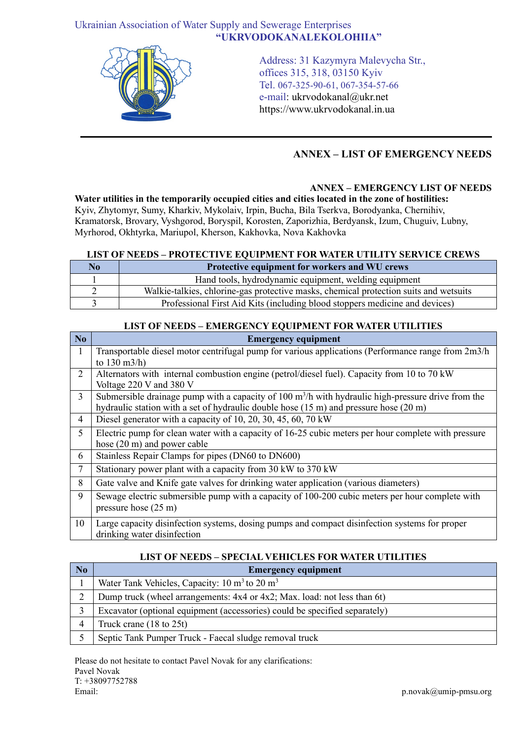Ukrainian Association of Water Supply and Sewerage Enterprises
**"UKRVODOKANALEKOLOHIIA"**

Address: 31 Kazymyra Malevycha Str.,
offices 315, 318, 03150 Kyiv
Tel. 067-325-90-61, 067-354-57-66
e-mail: ukrvodokanal@ukr.net
https://www.ukrvodokanal.in.ua

## ANNEX – LIST OF EMERGENCY NEEDS

### ANNEX – EMERGENCY LIST OF NEEDS

**Water utilities in the temporarily occupied cities and cities located in the zone of hostilities:** Kyiv, Zhytomyr, Sumy, Kharkiv, Mykolaiv, Irpin, Bucha, Bila Tserkva, Borodyanka, Chernihiv, Kramatorsk, Brovary, Vyshgorod, Boryspil, Korosten, Zaporizhia, Berdyansk, Izum, Chuguiv, Lubny, Myrhorod, Okhtyrka, Mariupol, Kherson, Kakhovka, Nova Kakhovka

**LIST OF NEEDS – PROTECTIVE EQUIPMENT FOR WATER UTILITY SERVICE CREWS**

| No | Protective equipment for workers and WU crews |
|---|---|
| 1 | Hand tools, hydrodynamic equipment, welding equipment |
| 2 | Walkie-talkies, chlorine-gas protective masks, chemical protection suits and wetsuits |
| 3 | Professional First Aid Kits (including blood stoppers medicine and devices) |

**LIST OF NEEDS – EMERGENCY EQUIPMENT FOR WATER UTILITIES**

| No | Emergency equipment |
|---|---|
| 1 | Transportable diesel motor centrifugal pump for various applications (Performance range from 2m3/h to 130 m3/h) |
| 2 | Alternators with internal combustion engine (petrol/diesel fuel). Capacity from 10 to 70 kW Voltage 220 V and 380 V |
| 3 | Submersible drainage pump with a capacity of 100 $m^3$/h with hydraulic high-pressure drive from the hydraulic station with a set of hydraulic double hose (15 m) and pressure hose (20 m) |
| 4 | Diesel generator with a capacity of 10, 20, 30, 45, 60, 70 kW |
| 5 | Electric pump for clean water with a capacity of 16-25 cubic meters per hour complete with pressure hose (20 m) and power cable |
| 6 | Stainless Repair Clamps for pipes (DN60 to DN600) |
| 7 | Stationary power plant with a capacity from 30 kW to 370 kW |
| 8 | Gate valve and Knife gate valves for drinking water application (various diameters) |
| 9 | Sewage electric submersible pump with a capacity of 100-200 cubic meters per hour complete with pressure hose (25 m) |
| 10 | Large capacity disinfection systems, dosing pumps and compact disinfection systems for proper drinking water disinfection |

**LIST OF NEEDS – SPECIAL VEHICLES FOR WATER UTILITIES**

| No | Emergency equipment |
|---|---|
| 1 | Water Tank Vehicles, Capacity: 10 $m^3$ to 20 $m^3$ |
| 2 | Dump truck (wheel arrangements: 4x4 or 4x2; Max. load: not less than 6t) |
| 3 | Excavator (optional equipment (accessories) could be specified separately) |
| 4 | Truck crane (18 to 25t) |
| 5 | Septic Tank Pumper Truck - Faecal sludge removal truck |

Please do not hesitate to contact Pavel Novak for any clarifications:
Pavel Novak
T: +38097752788
Email: p.novak@umip-pmsu.org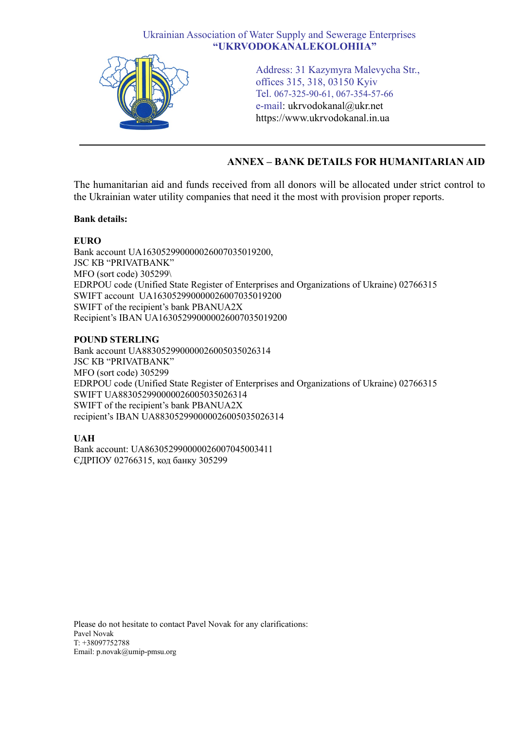Ukrainian Association of Water Supply and Sewerage Enterprises
**"UKRVODOKANALEKOLOHIIA"**

Address: 31 Kazymyra Malevycha Str., offices 315, 318, 03150 Kyiv
Tel. 067-325-90-61, 067-354-57-66
e-mail: ukrvodokanal@ukr.net
https://www.ukrvodokanal.in.ua

---

**ANNEX – BANK DETAILS FOR HUMANITARIAN AID**

The humanitarian aid and funds received from all donors will be allocated under strict control to the Ukrainian water utility companies that need it the most with provision proper reports.

**Bank details:**

**EURO**
Bank account UA163052990000026007035019200,
JSC KB "PRIVATBANK"
MFO (sort code) 305299\
EDRPOU code (Unified State Register of Enterprises and Organizations of Ukraine) 02766315
SWIFT account UA163052990000026007035019200
SWIFT of the recipient's bank PBANUA2X
Recipient's IBAN UA163052990000026007035019200

**POUND STERLING**
Bank account UA883052990000026005035026314
JSC KB "PRIVATBANK"
MFO (sort code) 305299
EDRPOU code (Unified State Register of Enterprises and Organizations of Ukraine) 02766315
SWIFT UA883052990000026005035026314
SWIFT of the recipient's bank PBANUA2X
recipient's IBAN UA883052990000026005035026314

**UAH**
Bank account: UA863052990000026007045003411
ЄДРПОУ 02766315, код банку 305299

Please do not hesitate to contact Pavel Novak for any clarifications:
Pavel Novak
T: +38097752788
Email: p.novak@umip-pmsu.org